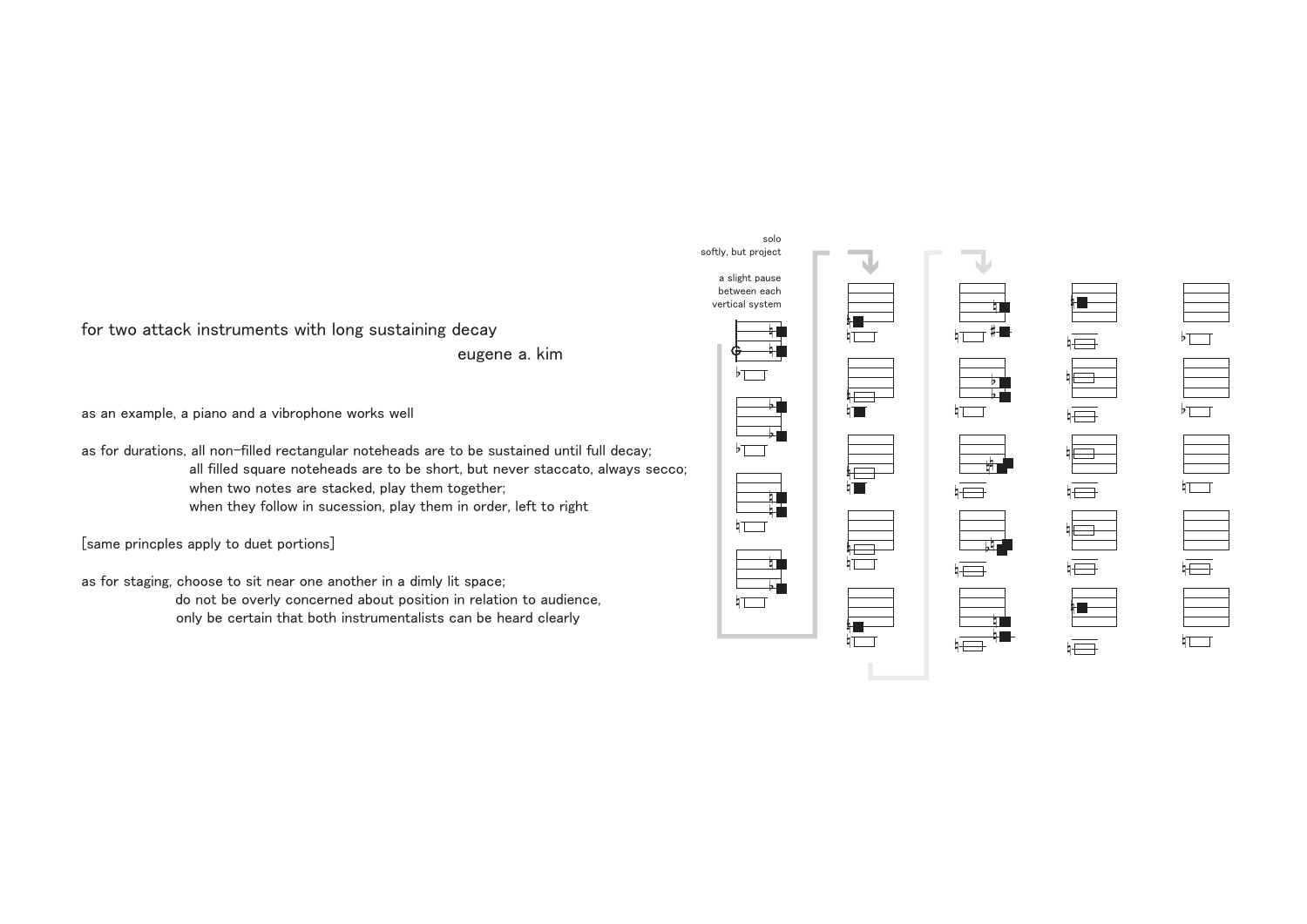for two attack instruments with long sustaining decay

eugene a. kim

as an example, a piano and a vibrophone works well

as for durations, all non-filled rectangular noteheads are to be sustained until full decay;
all filled square noteheads are to be short, but never staccato, always secco;
when two notes are stacked, play them together;
when they follow in sucession, play them in order, left to right

[same princples apply to duet portions]

as for staging, choose to sit near one another in a dimly lit space;
do not be overly concerned about position in relation to audience,
only be certain that both instrumentalists can be heard clearly

solo
softly, but project

a slight pause
between each
vertical system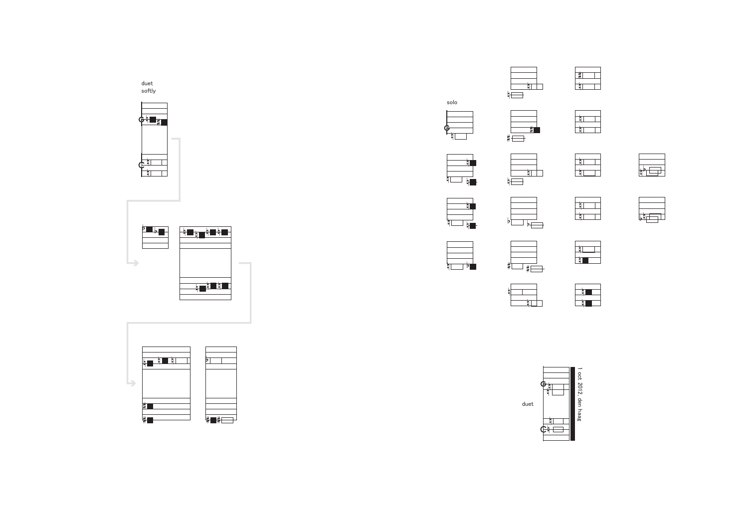duet
softly

solo

duet

1 oct 2012, den haag